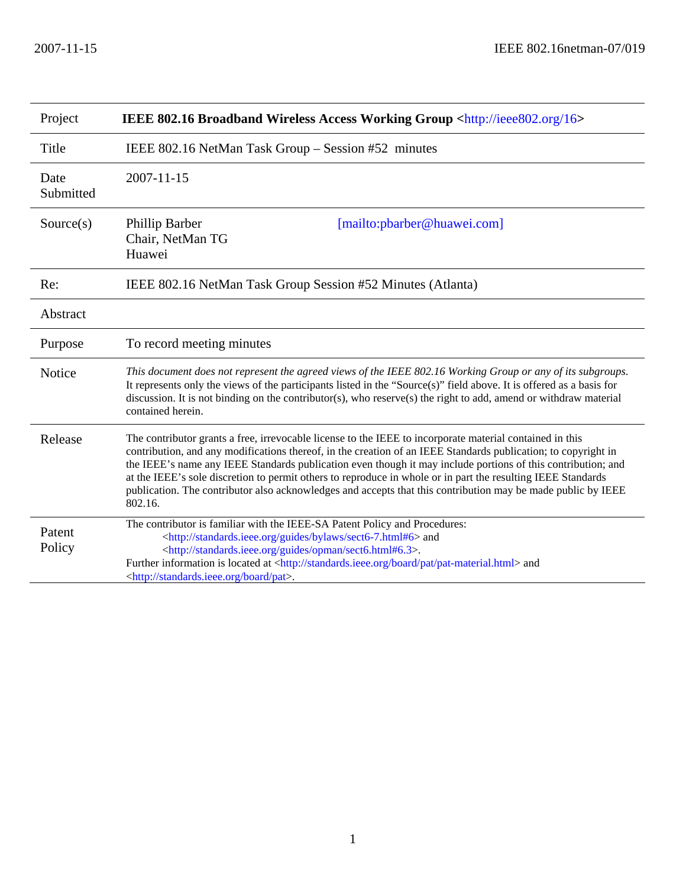| | |
|---|---|
| Project | **IEEE 802.16 Broadband Wireless Access Working Group <http://ieee802.org/16>** |
| Title | IEEE 802.16 NetMan Task Group – Session #52 minutes |
| Date Submitted | 2007-11-15 |
| Source(s) | Phillip Barber Chair, NetMan TG Huawei [mailto:pbarber@huawei.com] |
| Re: | IEEE 802.16 NetMan Task Group Session #52 Minutes (Atlanta) |
| Abstract | |
| Purpose | To record meeting minutes |
| Notice | *This document does not represent the agreed views of the IEEE 802.16 Working Group or any of its subgroups.* It represents only the views of the participants listed in the "Source(s)" field above. It is offered as a basis for discussion. It is not binding on the contributor(s), who reserve(s) the right to add, amend or withdraw material contained herein. |
| Release | The contributor grants a free, irrevocable license to the IEEE to incorporate material contained in this contribution, and any modifications thereof, in the creation of an IEEE Standards publication; to copyright in the IEEE's name any IEEE Standards publication even though it may include portions of this contribution; and at the IEEE's sole discretion to permit others to reproduce in whole or in part the resulting IEEE Standards publication. The contributor also acknowledges and accepts that this contribution may be made public by IEEE 802.16. |
| Patent Policy | The contributor is familiar with the IEEE-SA Patent Policy and Procedures: <http://standards.ieee.org/guides/bylaws/sect6-7.html#6> and <http://standards.ieee.org/guides/opman/sect6.html#6.3>. Further information is located at <http://standards.ieee.org/board/pat/pat-material.html> and <http://standards.ieee.org/board/pat>. |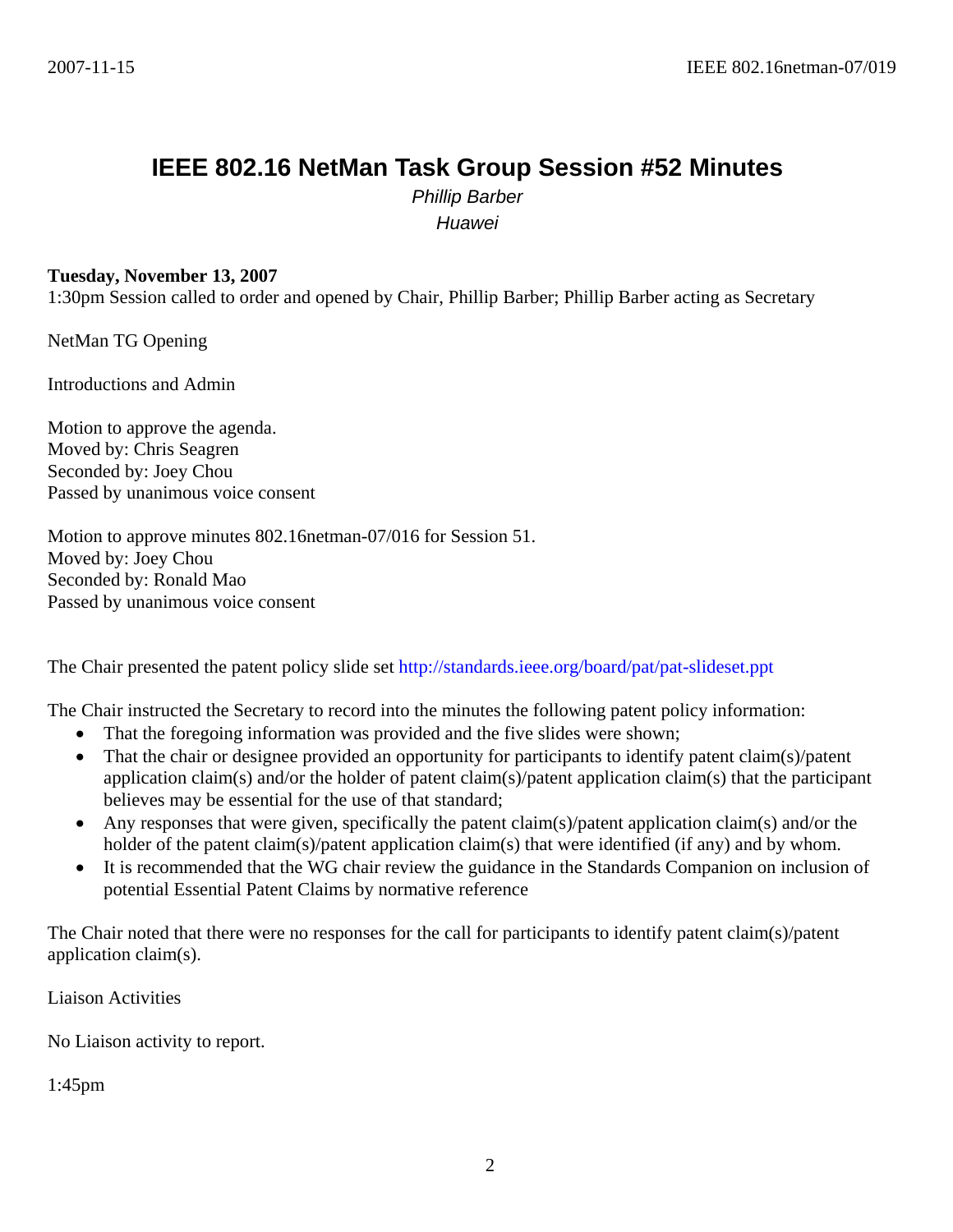# IEEE 802.16 NetMan Task Group Session #52 Minutes

*Phillip Barber*

*Huawei*

**Tuesday, November 13, 2007**

1:30pm Session called to order and opened by Chair, Phillip Barber; Phillip Barber acting as Secretary

NetMan TG Opening

Introductions and Admin

Motion to approve the agenda.
Moved by: Chris Seagren
Seconded by: Joey Chou
Passed by unanimous voice consent

Motion to approve minutes 802.16netman-07/016 for Session 51.
Moved by: Joey Chou
Seconded by: Ronald Mao
Passed by unanimous voice consent

The Chair presented the patent policy slide set http://standards.ieee.org/board/pat/pat-slideset.ppt

The Chair instructed the Secretary to record into the minutes the following patent policy information:

- That the foregoing information was provided and the five slides were shown;
- That the chair or designee provided an opportunity for participants to identify patent claim(s)/patent application claim(s) and/or the holder of patent claim(s)/patent application claim(s) that the participant believes may be essential for the use of that standard;
- Any responses that were given, specifically the patent claim(s)/patent application claim(s) and/or the holder of the patent claim(s)/patent application claim(s) that were identified (if any) and by whom.
- It is recommended that the WG chair review the guidance in the Standards Companion on inclusion of potential Essential Patent Claims by normative reference

The Chair noted that there were no responses for the call for participants to identify patent claim(s)/patent application claim(s).

Liaison Activities

No Liaison activity to report.

1:45pm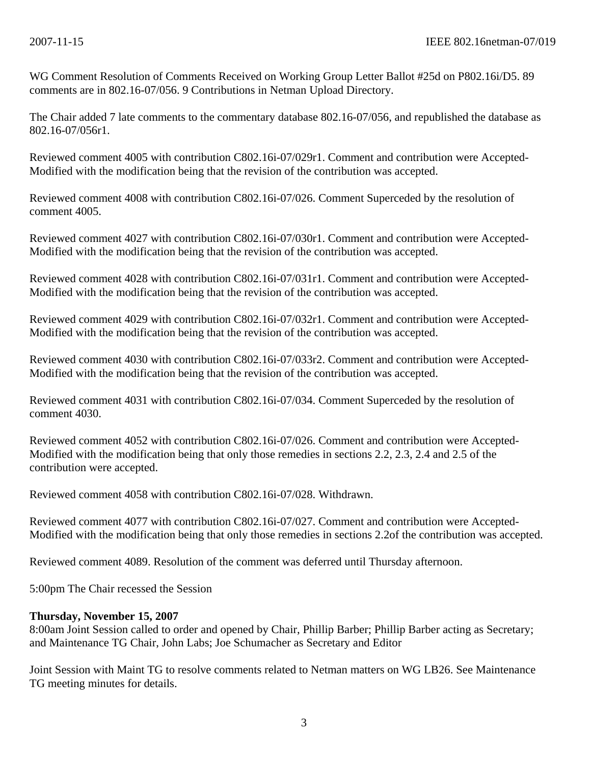WG Comment Resolution of Comments Received on Working Group Letter Ballot #25d on P802.16i/D5. 89 comments are in 802.16-07/056. 9 Contributions in Netman Upload Directory.

The Chair added 7 late comments to the commentary database 802.16-07/056, and republished the database as 802.16-07/056r1.

Reviewed comment 4005 with contribution C802.16i-07/029r1. Comment and contribution were Accepted-Modified with the modification being that the revision of the contribution was accepted.

Reviewed comment 4008 with contribution C802.16i-07/026. Comment Superceded by the resolution of comment 4005.

Reviewed comment 4027 with contribution C802.16i-07/030r1. Comment and contribution were Accepted-Modified with the modification being that the revision of the contribution was accepted.

Reviewed comment 4028 with contribution C802.16i-07/031r1. Comment and contribution were Accepted-Modified with the modification being that the revision of the contribution was accepted.

Reviewed comment 4029 with contribution C802.16i-07/032r1. Comment and contribution were Accepted-Modified with the modification being that the revision of the contribution was accepted.

Reviewed comment 4030 with contribution C802.16i-07/033r2. Comment and contribution were Accepted-Modified with the modification being that the revision of the contribution was accepted.

Reviewed comment 4031 with contribution C802.16i-07/034. Comment Superceded by the resolution of comment 4030.

Reviewed comment 4052 with contribution C802.16i-07/026. Comment and contribution were Accepted-Modified with the modification being that only those remedies in sections 2.2, 2.3, 2.4 and 2.5 of the contribution were accepted.

Reviewed comment 4058 with contribution C802.16i-07/028. Withdrawn.

Reviewed comment 4077 with contribution C802.16i-07/027. Comment and contribution were Accepted-Modified with the modification being that only those remedies in sections 2.2of the contribution was accepted.

Reviewed comment 4089. Resolution of the comment was deferred until Thursday afternoon.

5:00pm The Chair recessed the Session

**Thursday, November 15, 2007**

8:00am Joint Session called to order and opened by Chair, Phillip Barber; Phillip Barber acting as Secretary; and Maintenance TG Chair, John Labs; Joe Schumacher as Secretary and Editor

Joint Session with Maint TG to resolve comments related to Netman matters on WG LB26. See Maintenance TG meeting minutes for details.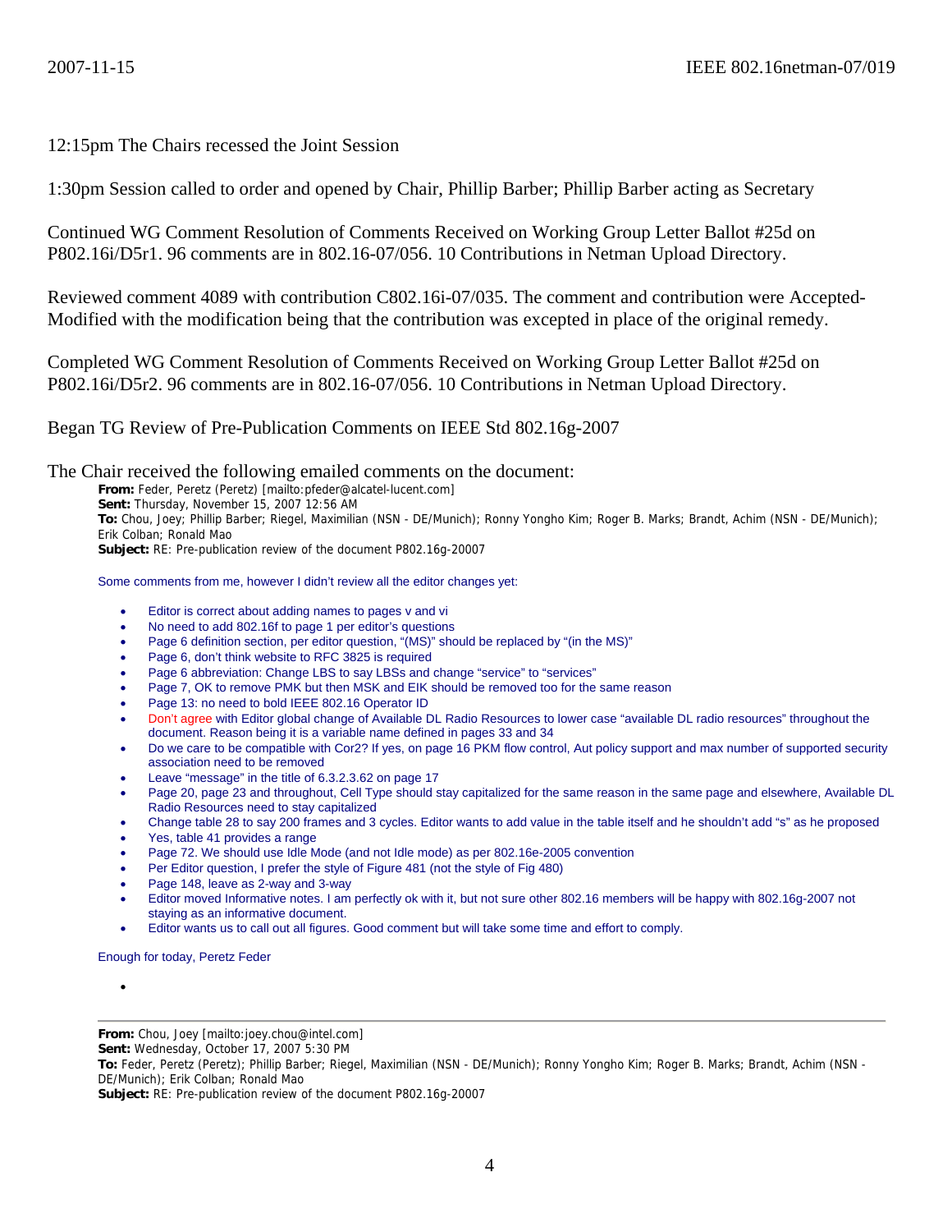12:15pm The Chairs recessed the Joint Session

1:30pm Session called to order and opened by Chair, Phillip Barber; Phillip Barber acting as Secretary

Continued WG Comment Resolution of Comments Received on Working Group Letter Ballot #25d on P802.16i/D5r1. 96 comments are in 802.16-07/056. 10 Contributions in Netman Upload Directory.

Reviewed comment 4089 with contribution C802.16i-07/035. The comment and contribution were Accepted-Modified with the modification being that the contribution was excepted in place of the original remedy.

Completed WG Comment Resolution of Comments Received on Working Group Letter Ballot #25d on P802.16i/D5r2. 96 comments are in 802.16-07/056. 10 Contributions in Netman Upload Directory.

Began TG Review of Pre-Publication Comments on IEEE Std 802.16g-2007

The Chair received the following emailed comments on the document:

> **From:** Feder, Peretz (Peretz) [mailto:pfeder@alcatel-lucent.com]
> **Sent:** Thursday, November 15, 2007 12:56 AM
> **To:** Chou, Joey; Phillip Barber; Riegel, Maximilian (NSN - DE/Munich); Ronny Yongho Kim; Roger B. Marks; Brandt, Achim (NSN - DE/Munich); Erik Colban; Ronald Mao
> **Subject:** RE: Pre-publication review of the document P802.16g-20007
>
> Some comments from me, however I didn't review all the editor changes yet:
>
> - Editor is correct about adding names to pages v and vi
> - No need to add 802.16f to page 1 per editor's questions
> - Page 6 definition section, per editor question, "(MS)" should be replaced by "(in the MS)"
> - Page 6, don't think website to RFC 3825 is required
> - Page 6 abbreviation: Change LBS to say LBSs and change "service" to "services"
> - Page 7, OK to remove PMK but then MSK and EIK should be removed too for the same reason
> - Page 13: no need to bold IEEE 802.16 Operator ID
> - Don't agree with Editor global change of Available DL Radio Resources to lower case "available DL radio resources" throughout the document. Reason being it is a variable name defined in pages 33 and 34
> - Do we care to be compatible with Cor2? If yes, on page 16 PKM flow control, Aut policy support and max number of supported security association need to be removed
> - Leave "message" in the title of 6.3.2.3.62 on page 17
> - Page 20, page 23 and throughout, Cell Type should stay capitalized for the same reason in the same page and elsewhere, Available DL Radio Resources need to stay capitalized
> - Change table 28 to say 200 frames and 3 cycles. Editor wants to add value in the table itself and he shouldn't add "s" as he proposed
> - Yes, table 41 provides a range
> - Page 72. We should use Idle Mode (and not Idle mode) as per 802.16e-2005 convention
> - Per Editor question, I prefer the style of Figure 481 (not the style of Fig 480)
> - Page 148, leave as 2-way and 3-way
> - Editor moved Informative notes. I am perfectly ok with it, but not sure other 802.16 members will be happy with 802.16g-2007 not staying as an informative document.
> - Editor wants us to call out all figures. Good comment but will take some time and effort to comply.
>
> Enough for today, Peretz Feder
>
> -
>
> ---
>
> **From:** Chou, Joey [mailto:joey.chou@intel.com]
> **Sent:** Wednesday, October 17, 2007 5:30 PM
> **To:** Feder, Peretz (Peretz); Phillip Barber; Riegel, Maximilian (NSN - DE/Munich); Ronny Yongho Kim; Roger B. Marks; Brandt, Achim (NSN - DE/Munich); Erik Colban; Ronald Mao
> **Subject:** RE: Pre-publication review of the document P802.16g-20007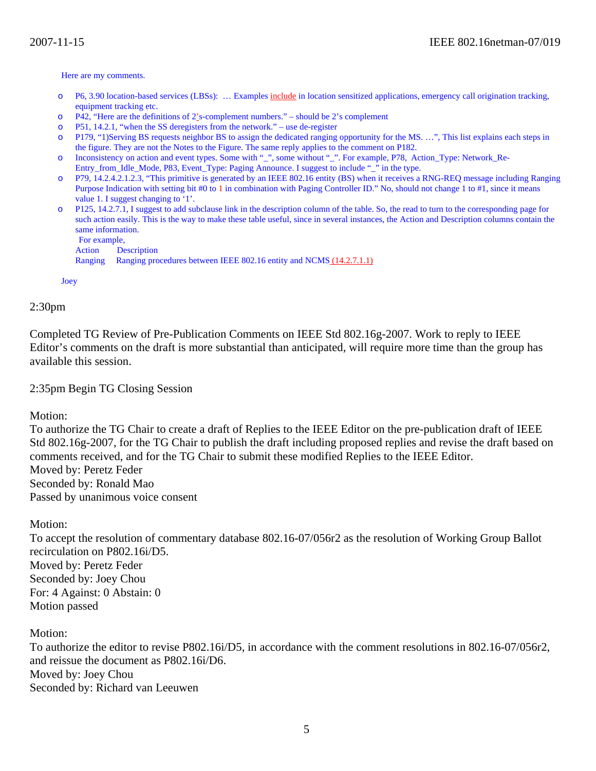Here are my comments.

- P6, 3.90 location-based services (LBSs):  … Examples include in location sensitized applications, emergency call origination tracking, equipment tracking etc.
- P42, "Here are the definitions of 2's-complement numbers." – should be 2's complement
- P51, 14.2.1, "when the SS deregisters from the network." – use de-register
- P179, "1)Serving BS requests neighbor BS to assign the dedicated ranging opportunity for the MS. …", This list explains each steps in the figure. They are not the Notes to the Figure. The same reply applies to the comment on P182.
- Inconsistency on action and event types. Some with "_", some without "_". For example, P78, Action_Type: Network_Re-Entry_from_Idle_Mode, P83, Event_Type: Paging Announce. I suggest to include "_" in the type.
- P79, 14.2.4.2.1.2.3, "This primitive is generated by an IEEE 802.16 entity (BS) when it receives a RNG-REQ message including Ranging Purpose Indication with setting bit #0 to 1 in combination with Paging Controller ID." No, should not change 1 to #1, since it means value 1. I suggest changing to '1'.
- P125, 14.2.7.1, I suggest to add subclause link in the description column of the table. So, the read to turn to the corresponding page for such action easily. This is the way to make these table useful, since in several instances, the Action and Description columns contain the same information.
  For example,
  Action       Description
  Ranging     Ranging procedures between IEEE 802.16 entity and NCMS (14.2.7.1.1)

Joey

2:30pm

Completed TG Review of Pre-Publication Comments on IEEE Std 802.16g-2007. Work to reply to IEEE Editor's comments on the draft is more substantial than anticipated, will require more time than the group has available this session.

2:35pm Begin TG Closing Session

Motion:
To authorize the TG Chair to create a draft of Replies to the IEEE Editor on the pre-publication draft of IEEE Std 802.16g-2007, for the TG Chair to publish the draft including proposed replies and revise the draft based on comments received, and for the TG Chair to submit these modified Replies to the IEEE Editor.
Moved by: Peretz Feder
Seconded by: Ronald Mao
Passed by unanimous voice consent

Motion:
To accept the resolution of commentary database 802.16-07/056r2 as the resolution of Working Group Ballot recirculation on P802.16i/D5.
Moved by: Peretz Feder
Seconded by: Joey Chou
For: 4 Against: 0 Abstain: 0
Motion passed

Motion:
To authorize the editor to revise P802.16i/D5, in accordance with the comment resolutions in 802.16-07/056r2, and reissue the document as P802.16i/D6.
Moved by: Joey Chou
Seconded by: Richard van Leeuwen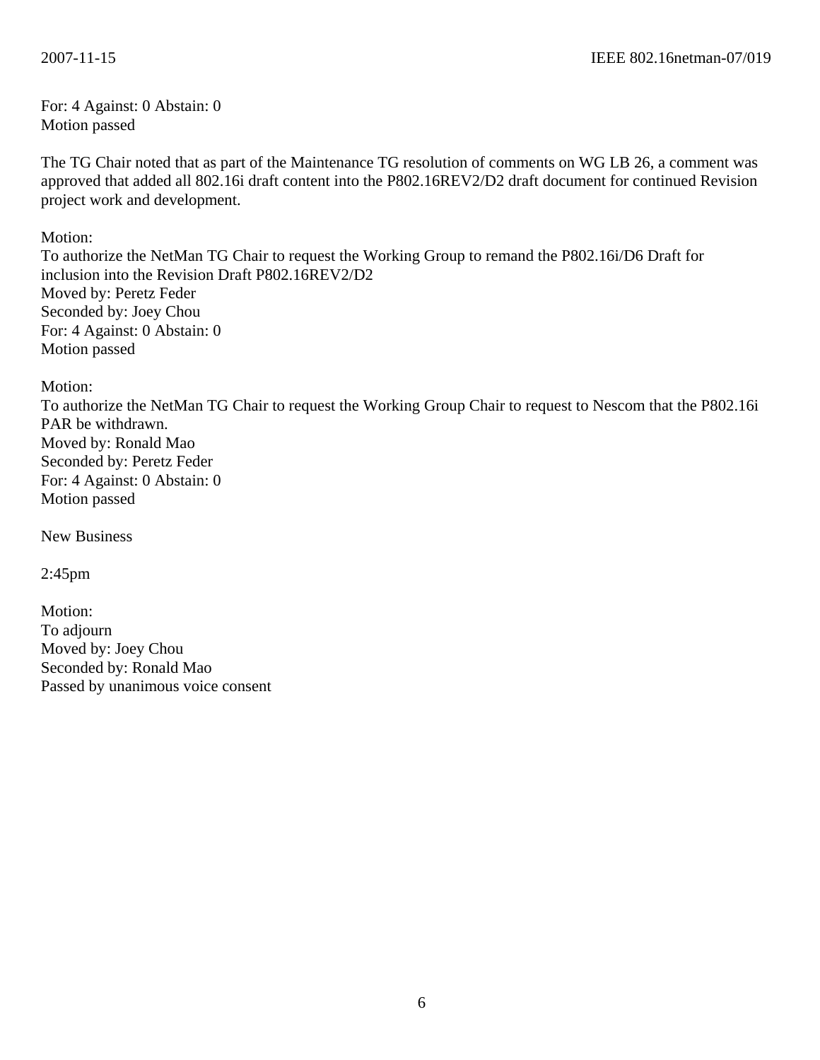For: 4 Against: 0 Abstain: 0
Motion passed

The TG Chair noted that as part of the Maintenance TG resolution of comments on WG LB 26, a comment was approved that added all 802.16i draft content into the P802.16REV2/D2 draft document for continued Revision project work and development.

Motion:
To authorize the NetMan TG Chair to request the Working Group to remand the P802.16i/D6 Draft for inclusion into the Revision Draft P802.16REV2/D2
Moved by: Peretz Feder
Seconded by: Joey Chou
For: 4 Against: 0 Abstain: 0
Motion passed

Motion:
To authorize the NetMan TG Chair to request the Working Group Chair to request to Nescom that the P802.16i PAR be withdrawn.
Moved by: Ronald Mao
Seconded by: Peretz Feder
For: 4 Against: 0 Abstain: 0
Motion passed

New Business

2:45pm

Motion:
To adjourn
Moved by: Joey Chou
Seconded by: Ronald Mao
Passed by unanimous voice consent